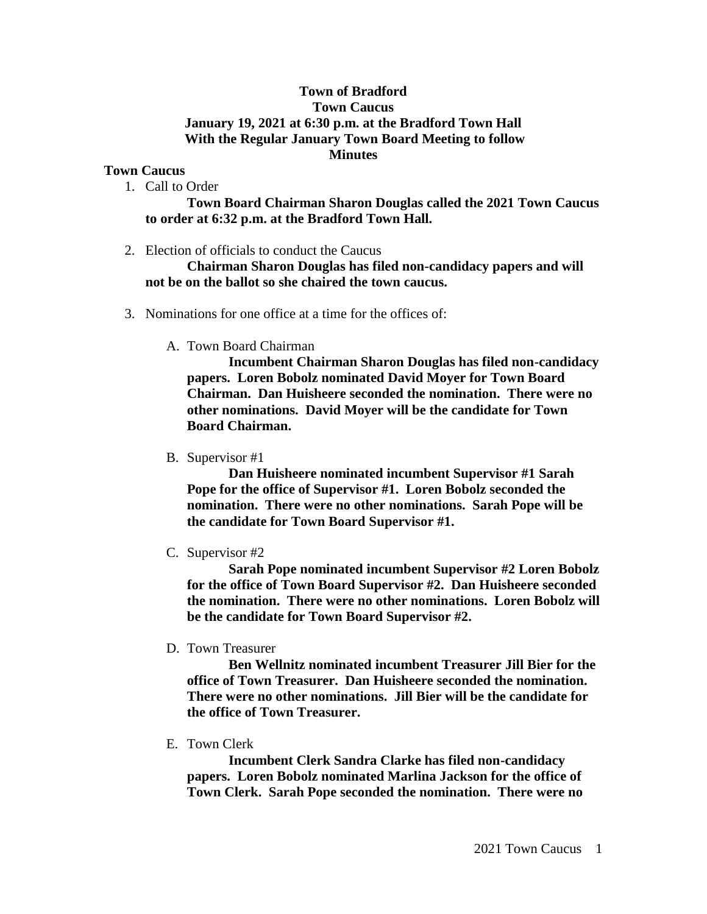# Town of Bradford
## Town Caucus
## January 19, 2021 at 6:30 p.m. at the Bradford Town Hall
## With the Regular January Town Board Meeting to follow
## Minutes

**Town Caucus**

1. Call to Order

    **Town Board Chairman Sharon Douglas called the 2021 Town Caucus to order at 6:32 p.m. at the Bradford Town Hall.**

2. Election of officials to conduct the Caucus

    **Chairman Sharon Douglas has filed non-candidacy papers and will not be on the ballot so she chaired the town caucus.**

3. Nominations for one office at a time for the offices of:

    A. Town Board Chairman

    **Incumbent Chairman Sharon Douglas has filed non-candidacy papers. Loren Bobolz nominated David Moyer for Town Board Chairman. Dan Huisheere seconded the nomination. There were no other nominations. David Moyer will be the candidate for Town Board Chairman.**

    B. Supervisor #1

    **Dan Huisheere nominated incumbent Supervisor #1 Sarah Pope for the office of Supervisor #1. Loren Bobolz seconded the nomination. There were no other nominations. Sarah Pope will be the candidate for Town Board Supervisor #1.**

    C. Supervisor #2

    **Sarah Pope nominated incumbent Supervisor #2 Loren Bobolz for the office of Town Board Supervisor #2. Dan Huisheere seconded the nomination. There were no other nominations. Loren Bobolz will be the candidate for Town Board Supervisor #2.**

    D. Town Treasurer

    **Ben Wellnitz nominated incumbent Treasurer Jill Bier for the office of Town Treasurer. Dan Huisheere seconded the nomination. There were no other nominations. Jill Bier will be the candidate for the office of Town Treasurer.**

    E. Town Clerk

    **Incumbent Clerk Sandra Clarke has filed non-candidacy papers. Loren Bobolz nominated Marlina Jackson for the office of Town Clerk. Sarah Pope seconded the nomination. There were no**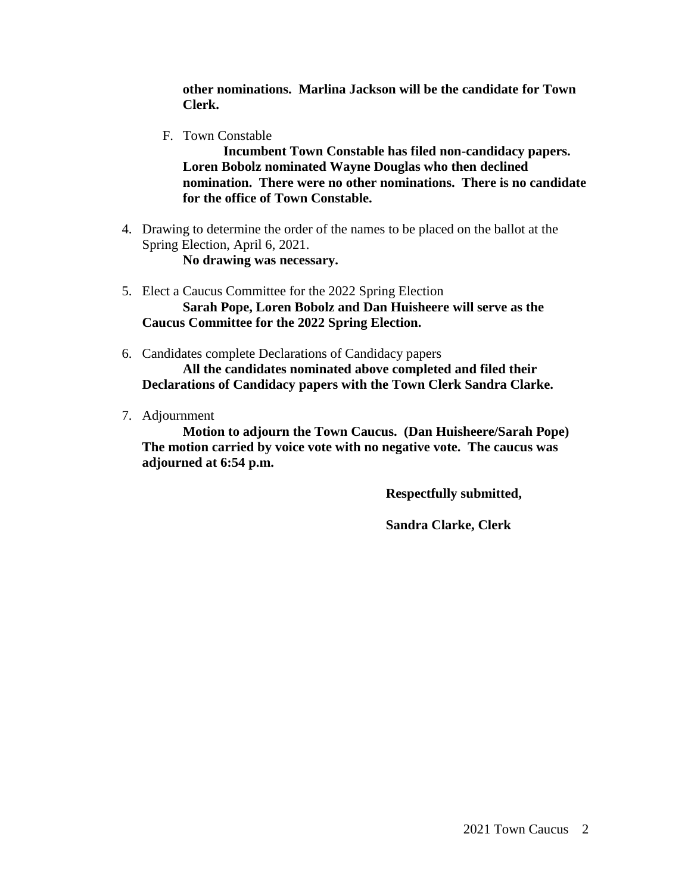**other nominations. Marlina Jackson will be the candidate for Town Clerk.**

F. Town Constable

**Incumbent Town Constable has filed non-candidacy papers. Loren Bobolz nominated Wayne Douglas who then declined nomination. There were no other nominations. There is no candidate for the office of Town Constable.**

4. Drawing to determine the order of the names to be placed on the ballot at the Spring Election, April 6, 2021.

   **No drawing was necessary.**

5. Elect a Caucus Committee for the 2022 Spring Election

   **Sarah Pope, Loren Bobolz and Dan Huisheere will serve as the Caucus Committee for the 2022 Spring Election.**

6. Candidates complete Declarations of Candidacy papers

   **All the candidates nominated above completed and filed their Declarations of Candidacy papers with the Town Clerk Sandra Clarke.**

7. Adjournment

   **Motion to adjourn the Town Caucus. (Dan Huisheere/Sarah Pope) The motion carried by voice vote with no negative vote. The caucus was adjourned at 6:54 p.m.**

**Respectfully submitted,**

**Sandra Clarke, Clerk**